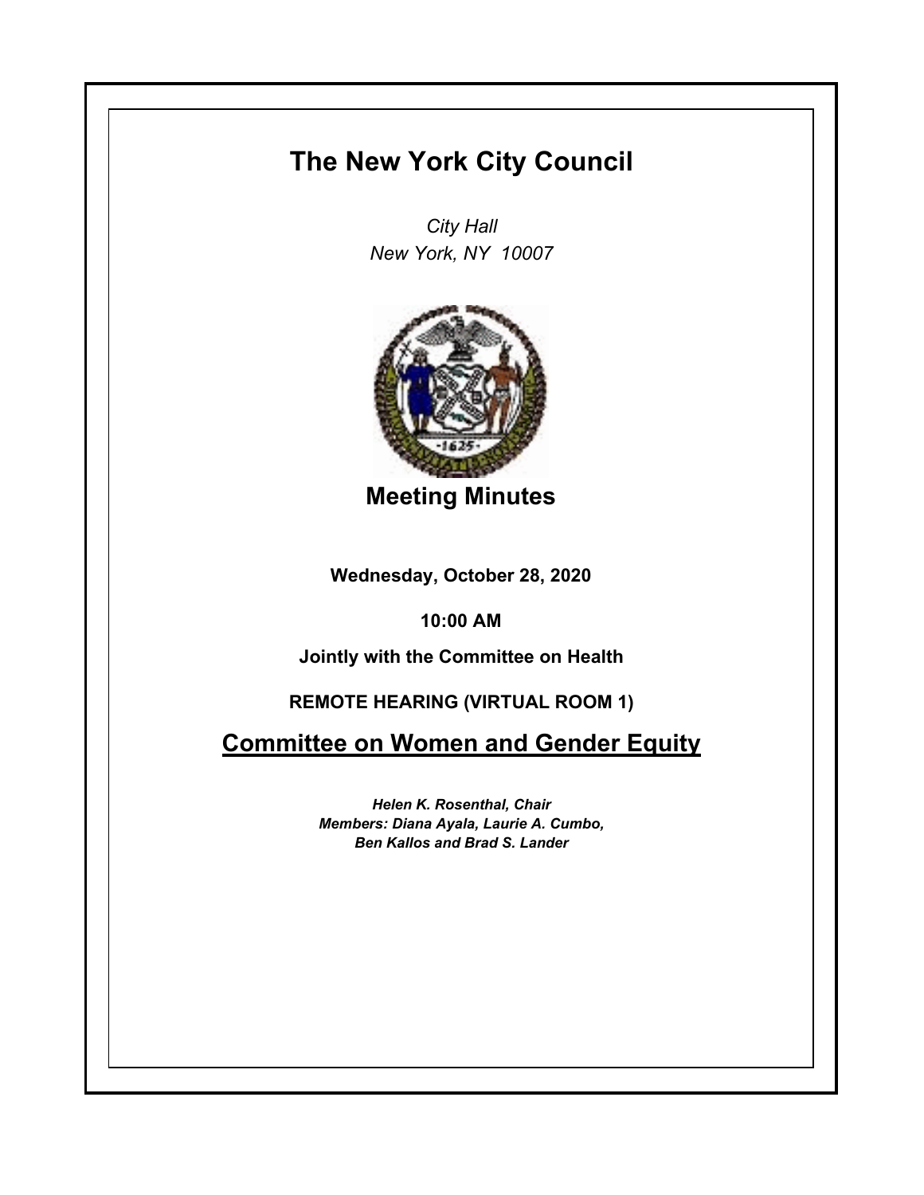# The New York City Council

*City Hall*
*New York, NY 10007*

## Meeting Minutes

**Wednesday, October 28, 2020**

**10:00 AM**

**Jointly with the Committee on Health**

**REMOTE HEARING (VIRTUAL ROOM 1)**

## Committee on Women and Gender Equity

*Helen K. Rosenthal, Chair*
*Members: Diana Ayala, Laurie A. Cumbo, Ben Kallos and Brad S. Lander*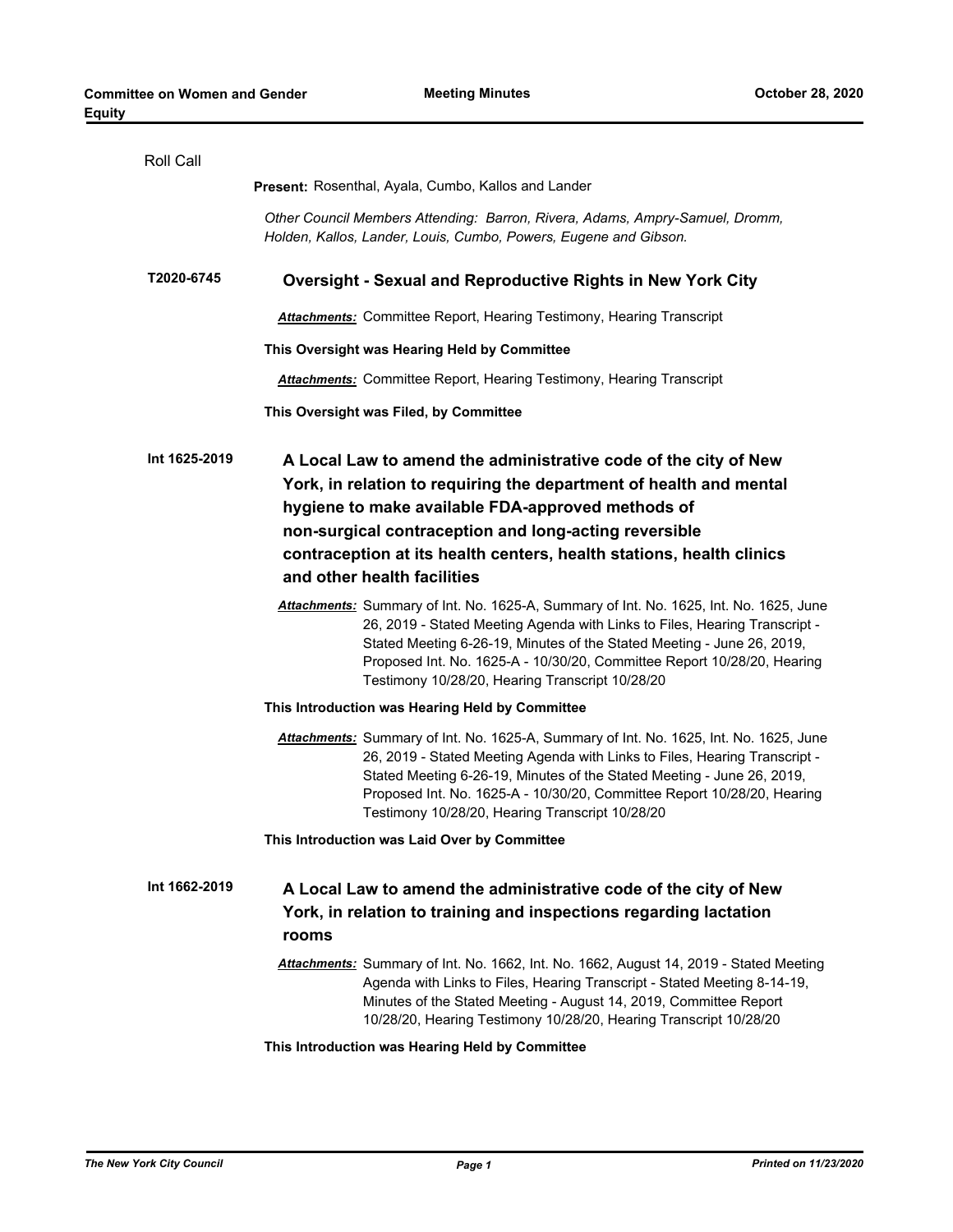Roll Call

**Present:** Rosenthal, Ayala, Cumbo, Kallos and Lander

*Other Council Members Attending: Barron, Rivera, Adams, Ampry-Samuel, Dromm, Holden, Kallos, Lander, Louis, Cumbo, Powers, Eugene and Gibson.*

**T2020-6745** **Oversight - Sexual and Reproductive Rights in New York City**

***Attachments:*** Committee Report, Hearing Testimony, Hearing Transcript

**This Oversight was Hearing Held by Committee**

***Attachments:*** Committee Report, Hearing Testimony, Hearing Transcript

**This Oversight was Filed, by Committee**

**Int 1625-2019** **A Local Law to amend the administrative code of the city of New York, in relation to requiring the department of health and mental hygiene to make available FDA-approved methods of non-surgical contraception and long-acting reversible contraception at its health centers, health stations, health clinics and other health facilities**

***Attachments:*** Summary of Int. No. 1625-A, Summary of Int. No. 1625, Int. No. 1625, June 26, 2019 - Stated Meeting Agenda with Links to Files, Hearing Transcript - Stated Meeting 6-26-19, Minutes of the Stated Meeting - June 26, 2019, Proposed Int. No. 1625-A - 10/30/20, Committee Report 10/28/20, Hearing Testimony 10/28/20, Hearing Transcript 10/28/20

**This Introduction was Hearing Held by Committee**

***Attachments:*** Summary of Int. No. 1625-A, Summary of Int. No. 1625, Int. No. 1625, June 26, 2019 - Stated Meeting Agenda with Links to Files, Hearing Transcript - Stated Meeting 6-26-19, Minutes of the Stated Meeting - June 26, 2019, Proposed Int. No. 1625-A - 10/30/20, Committee Report 10/28/20, Hearing Testimony 10/28/20, Hearing Transcript 10/28/20

**This Introduction was Laid Over by Committee**

**Int 1662-2019** **A Local Law to amend the administrative code of the city of New York, in relation to training and inspections regarding lactation rooms**

***Attachments:*** Summary of Int. No. 1662, Int. No. 1662, August 14, 2019 - Stated Meeting Agenda with Links to Files, Hearing Transcript - Stated Meeting 8-14-19, Minutes of the Stated Meeting - August 14, 2019, Committee Report 10/28/20, Hearing Testimony 10/28/20, Hearing Transcript 10/28/20

**This Introduction was Hearing Held by Committee**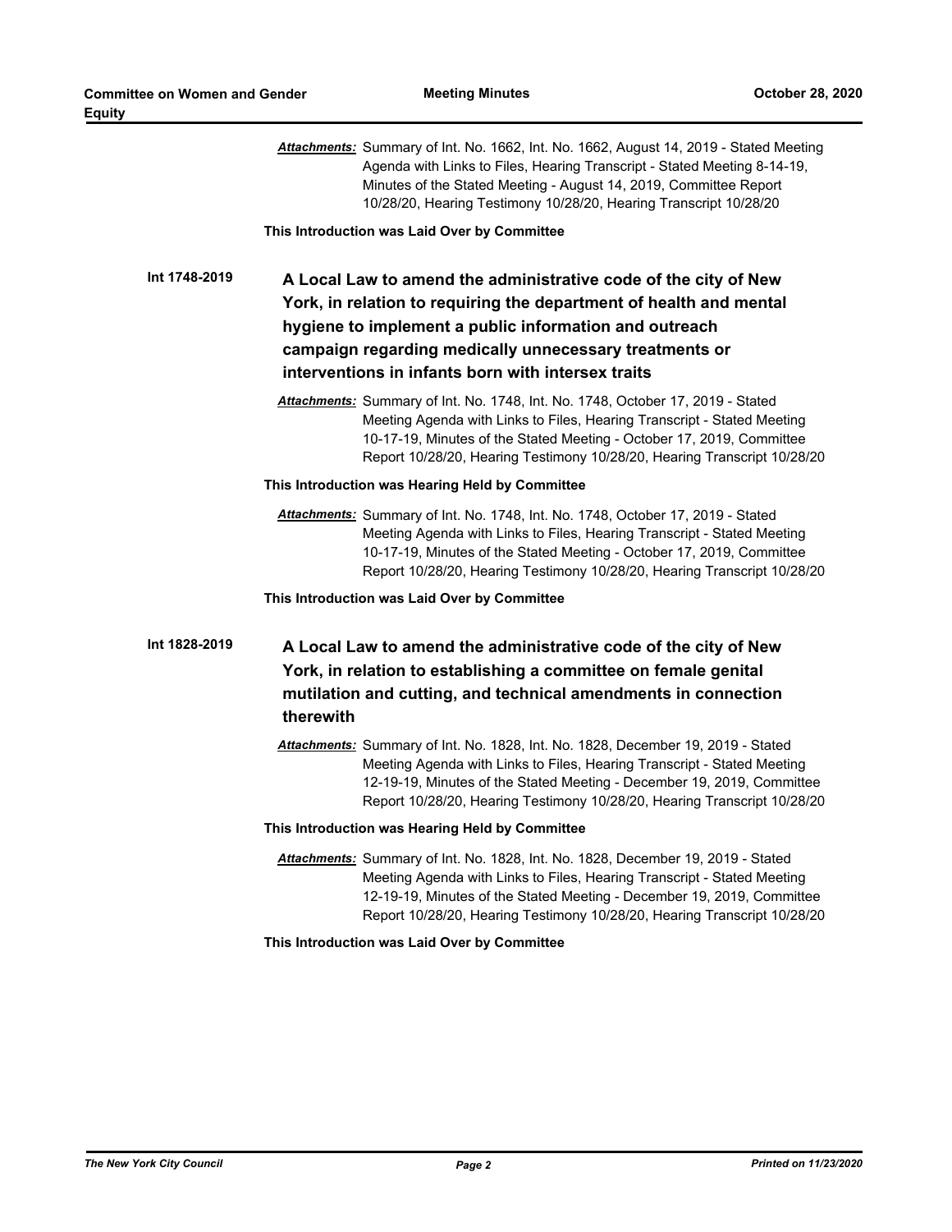***Attachments:*** Summary of Int. No. 1662, Int. No. 1662, August 14, 2019 - Stated Meeting Agenda with Links to Files, Hearing Transcript - Stated Meeting 8-14-19, Minutes of the Stated Meeting - August 14, 2019, Committee Report 10/28/20, Hearing Testimony 10/28/20, Hearing Transcript 10/28/20

**This Introduction was Laid Over by Committee**

**Int 1748-2019** **A Local Law to amend the administrative code of the city of New York, in relation to requiring the department of health and mental hygiene to implement a public information and outreach campaign regarding medically unnecessary treatments or interventions in infants born with intersex traits**

***Attachments:*** Summary of Int. No. 1748, Int. No. 1748, October 17, 2019 - Stated Meeting Agenda with Links to Files, Hearing Transcript - Stated Meeting 10-17-19, Minutes of the Stated Meeting - October 17, 2019, Committee Report 10/28/20, Hearing Testimony 10/28/20, Hearing Transcript 10/28/20

**This Introduction was Hearing Held by Committee**

***Attachments:*** Summary of Int. No. 1748, Int. No. 1748, October 17, 2019 - Stated Meeting Agenda with Links to Files, Hearing Transcript - Stated Meeting 10-17-19, Minutes of the Stated Meeting - October 17, 2019, Committee Report 10/28/20, Hearing Testimony 10/28/20, Hearing Transcript 10/28/20

**This Introduction was Laid Over by Committee**

**Int 1828-2019** **A Local Law to amend the administrative code of the city of New York, in relation to establishing a committee on female genital mutilation and cutting, and technical amendments in connection therewith**

***Attachments:*** Summary of Int. No. 1828, Int. No. 1828, December 19, 2019 - Stated Meeting Agenda with Links to Files, Hearing Transcript - Stated Meeting 12-19-19, Minutes of the Stated Meeting - December 19, 2019, Committee Report 10/28/20, Hearing Testimony 10/28/20, Hearing Transcript 10/28/20

**This Introduction was Hearing Held by Committee**

***Attachments:*** Summary of Int. No. 1828, Int. No. 1828, December 19, 2019 - Stated Meeting Agenda with Links to Files, Hearing Transcript - Stated Meeting 12-19-19, Minutes of the Stated Meeting - December 19, 2019, Committee Report 10/28/20, Hearing Testimony 10/28/20, Hearing Transcript 10/28/20

**This Introduction was Laid Over by Committee**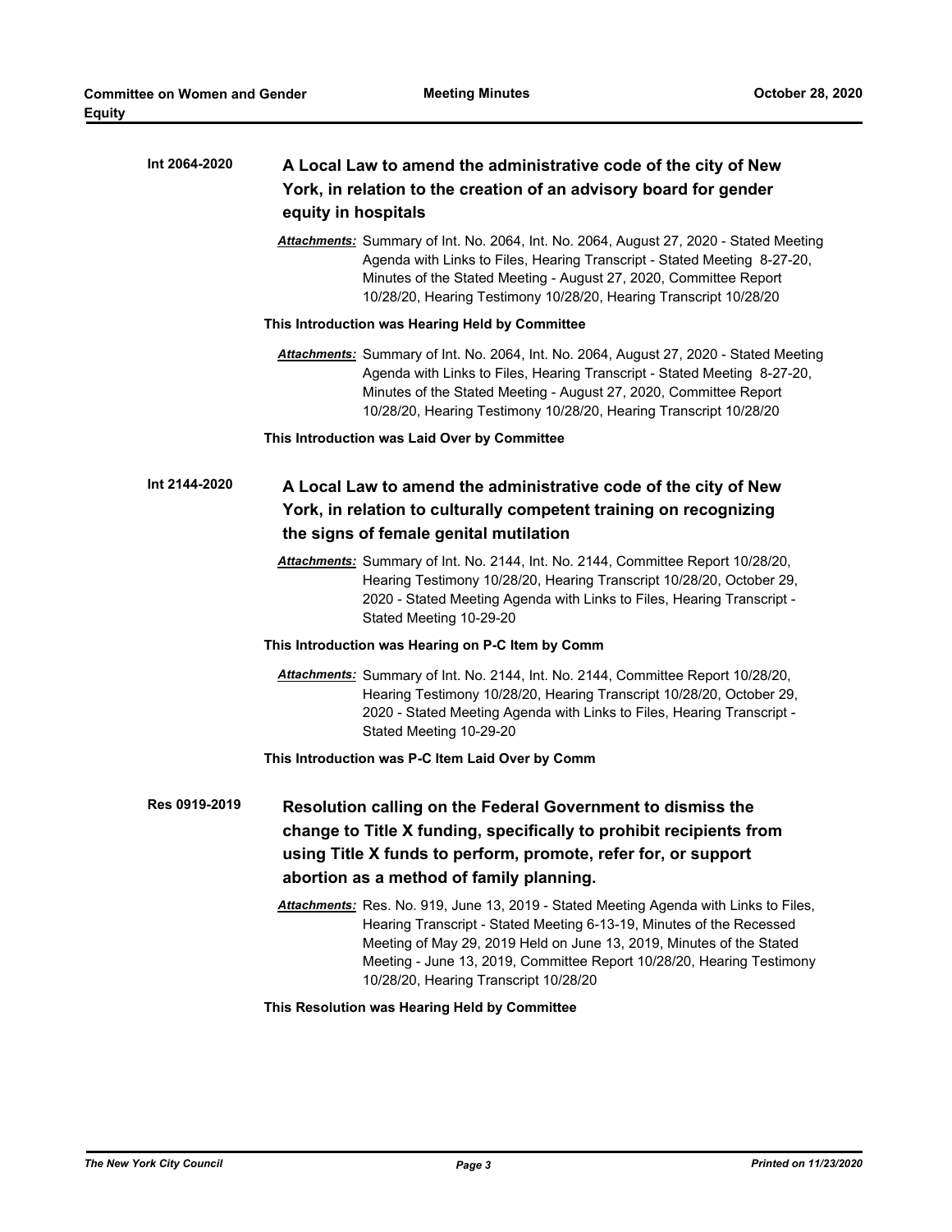**Int 2064-2020** **A Local Law to amend the administrative code of the city of New York, in relation to the creation of an advisory board for gender equity in hospitals**

***Attachments:*** Summary of Int. No. 2064, Int. No. 2064, August 27, 2020 - Stated Meeting Agenda with Links to Files, Hearing Transcript - Stated Meeting 8-27-20, Minutes of the Stated Meeting - August 27, 2020, Committee Report 10/28/20, Hearing Testimony 10/28/20, Hearing Transcript 10/28/20

**This Introduction was Hearing Held by Committee**

***Attachments:*** Summary of Int. No. 2064, Int. No. 2064, August 27, 2020 - Stated Meeting Agenda with Links to Files, Hearing Transcript - Stated Meeting 8-27-20, Minutes of the Stated Meeting - August 27, 2020, Committee Report 10/28/20, Hearing Testimony 10/28/20, Hearing Transcript 10/28/20

**This Introduction was Laid Over by Committee**

**Int 2144-2020** **A Local Law to amend the administrative code of the city of New York, in relation to culturally competent training on recognizing the signs of female genital mutilation**

***Attachments:*** Summary of Int. No. 2144, Int. No. 2144, Committee Report 10/28/20, Hearing Testimony 10/28/20, Hearing Transcript 10/28/20, October 29, 2020 - Stated Meeting Agenda with Links to Files, Hearing Transcript - Stated Meeting 10-29-20

**This Introduction was Hearing on P-C Item by Comm**

***Attachments:*** Summary of Int. No. 2144, Int. No. 2144, Committee Report 10/28/20, Hearing Testimony 10/28/20, Hearing Transcript 10/28/20, October 29, 2020 - Stated Meeting Agenda with Links to Files, Hearing Transcript - Stated Meeting 10-29-20

**This Introduction was P-C Item Laid Over by Comm**

**Res 0919-2019** **Resolution calling on the Federal Government to dismiss the change to Title X funding, specifically to prohibit recipients from using Title X funds to perform, promote, refer for, or support abortion as a method of family planning.**

***Attachments:*** Res. No. 919, June 13, 2019 - Stated Meeting Agenda with Links to Files, Hearing Transcript - Stated Meeting 6-13-19, Minutes of the Recessed Meeting of May 29, 2019 Held on June 13, 2019, Minutes of the Stated Meeting - June 13, 2019, Committee Report 10/28/20, Hearing Testimony 10/28/20, Hearing Transcript 10/28/20

**This Resolution was Hearing Held by Committee**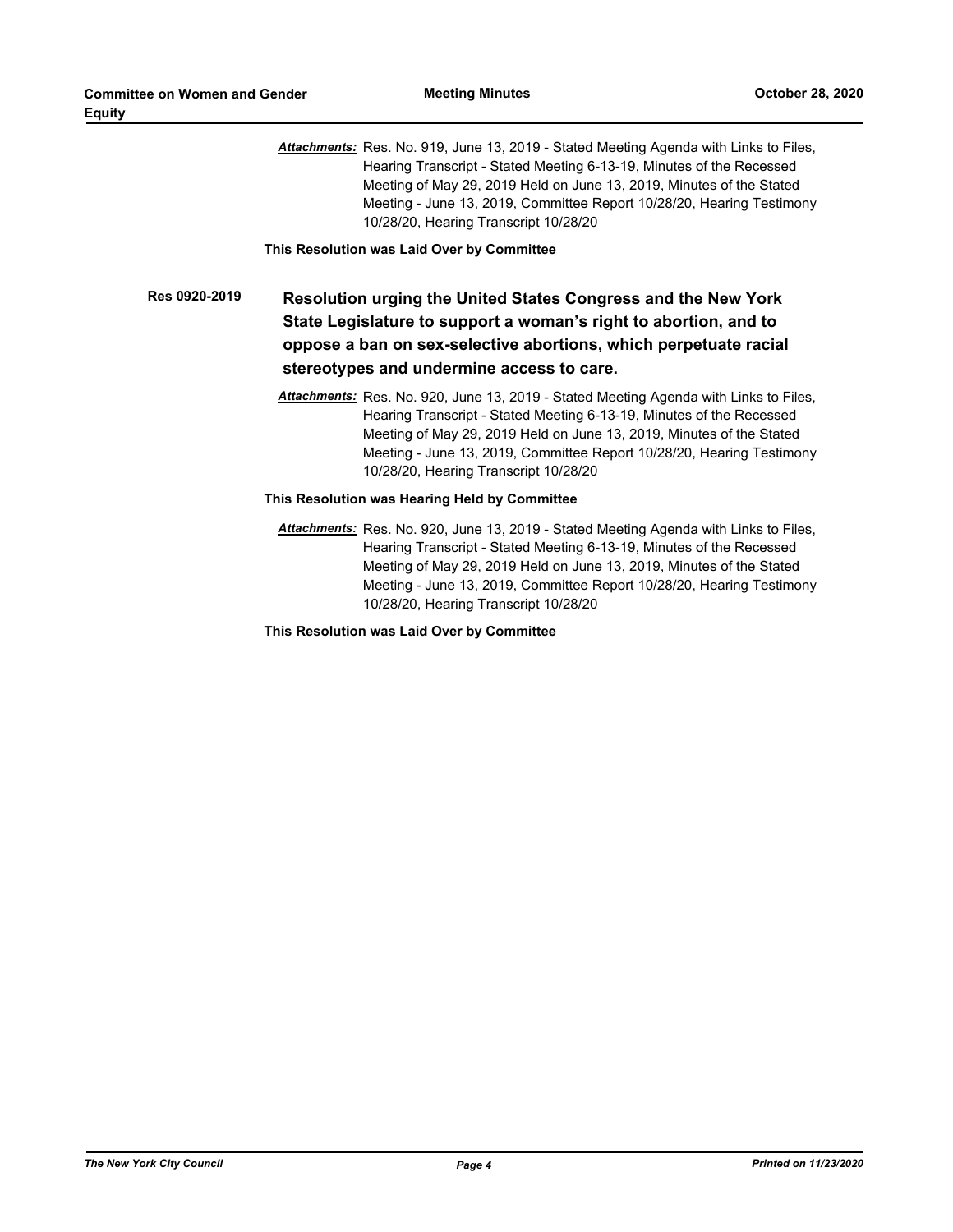***Attachments:*** Res. No. 919, June 13, 2019 - Stated Meeting Agenda with Links to Files, Hearing Transcript - Stated Meeting 6-13-19, Minutes of the Recessed Meeting of May 29, 2019 Held on June 13, 2019, Minutes of the Stated Meeting - June 13, 2019, Committee Report 10/28/20, Hearing Testimony 10/28/20, Hearing Transcript 10/28/20

**This Resolution was Laid Over by Committee**

**Res 0920-2019** **Resolution urging the United States Congress and the New York State Legislature to support a woman's right to abortion, and to oppose a ban on sex-selective abortions, which perpetuate racial stereotypes and undermine access to care.**

***Attachments:*** Res. No. 920, June 13, 2019 - Stated Meeting Agenda with Links to Files, Hearing Transcript - Stated Meeting 6-13-19, Minutes of the Recessed Meeting of May 29, 2019 Held on June 13, 2019, Minutes of the Stated Meeting - June 13, 2019, Committee Report 10/28/20, Hearing Testimony 10/28/20, Hearing Transcript 10/28/20

**This Resolution was Hearing Held by Committee**

***Attachments:*** Res. No. 920, June 13, 2019 - Stated Meeting Agenda with Links to Files, Hearing Transcript - Stated Meeting 6-13-19, Minutes of the Recessed Meeting of May 29, 2019 Held on June 13, 2019, Minutes of the Stated Meeting - June 13, 2019, Committee Report 10/28/20, Hearing Testimony 10/28/20, Hearing Transcript 10/28/20

**This Resolution was Laid Over by Committee**